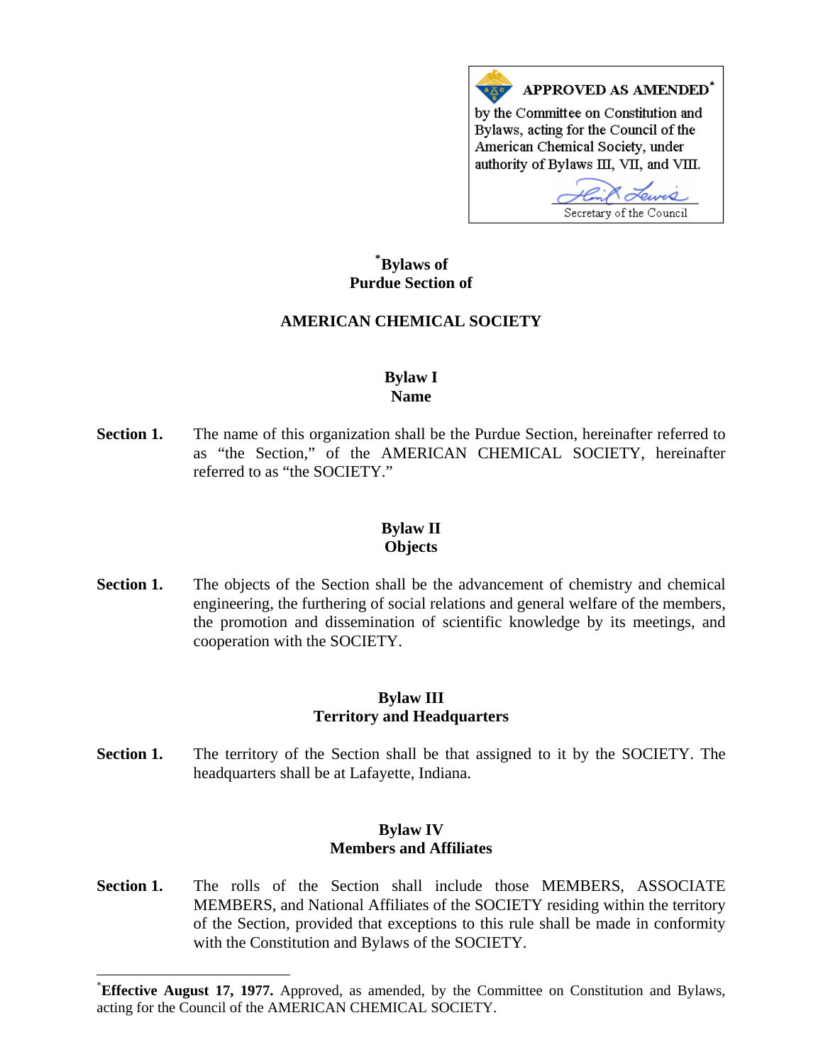**APPROVED AS AMENDED**[*]
by the Committee on Constitution and Bylaws, acting for the Council of the American Chemical Society, under authority of Bylaws III, VII, and VIII.

Secretary of the Council

# [*]Bylaws of Purdue Section of

# AMERICAN CHEMICAL SOCIETY

## Bylaw I
## Name

**Section 1.** The name of this organization shall be the Purdue Section, hereinafter referred to as "the Section," of the AMERICAN CHEMICAL SOCIETY, hereinafter referred to as "the SOCIETY."

## Bylaw II
## Objects

**Section 1.** The objects of the Section shall be the advancement of chemistry and chemical engineering, the furthering of social relations and general welfare of the members, the promotion and dissemination of scientific knowledge by its meetings, and cooperation with the SOCIETY.

## Bylaw III
## Territory and Headquarters

**Section 1.** The territory of the Section shall be that assigned to it by the SOCIETY. The headquarters shall be at Lafayette, Indiana.

## Bylaw IV
## Members and Affiliates

**Section 1.** The rolls of the Section shall include those MEMBERS, ASSOCIATE MEMBERS, and National Affiliates of the SOCIETY residing within the territory of the Section, provided that exceptions to this rule shall be made in conformity with the Constitution and Bylaws of the SOCIETY.

---

[*]**Effective August 17, 1977.** Approved, as amended, by the Committee on Constitution and Bylaws, acting for the Council of the AMERICAN CHEMICAL SOCIETY.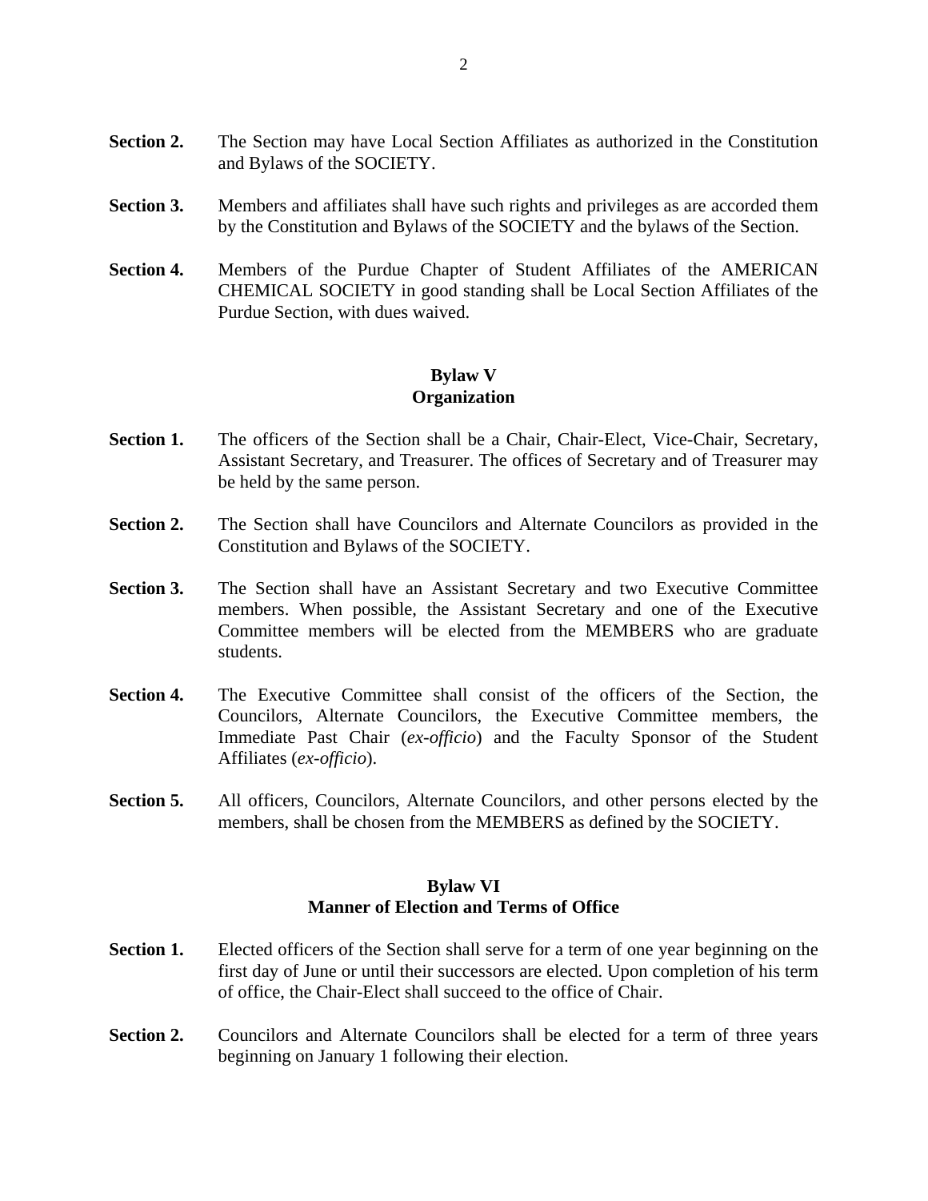**Section 2.** The Section may have Local Section Affiliates as authorized in the Constitution and Bylaws of the SOCIETY.

**Section 3.** Members and affiliates shall have such rights and privileges as are accorded them by the Constitution and Bylaws of the SOCIETY and the bylaws of the Section.

**Section 4.** Members of the Purdue Chapter of Student Affiliates of the AMERICAN CHEMICAL SOCIETY in good standing shall be Local Section Affiliates of the Purdue Section, with dues waived.

## Bylaw V
## Organization

**Section 1.** The officers of the Section shall be a Chair, Chair-Elect, Vice-Chair, Secretary, Assistant Secretary, and Treasurer. The offices of Secretary and of Treasurer may be held by the same person.

**Section 2.** The Section shall have Councilors and Alternate Councilors as provided in the Constitution and Bylaws of the SOCIETY.

**Section 3.** The Section shall have an Assistant Secretary and two Executive Committee members. When possible, the Assistant Secretary and one of the Executive Committee members will be elected from the MEMBERS who are graduate students.

**Section 4.** The Executive Committee shall consist of the officers of the Section, the Councilors, Alternate Councilors, the Executive Committee members, the Immediate Past Chair (*ex-officio*) and the Faculty Sponsor of the Student Affiliates (*ex-officio*).

**Section 5.** All officers, Councilors, Alternate Councilors, and other persons elected by the members, shall be chosen from the MEMBERS as defined by the SOCIETY.

## Bylaw VI
## Manner of Election and Terms of Office

**Section 1.** Elected officers of the Section shall serve for a term of one year beginning on the first day of June or until their successors are elected. Upon completion of his term of office, the Chair-Elect shall succeed to the office of Chair.

**Section 2.** Councilors and Alternate Councilors shall be elected for a term of three years beginning on January 1 following their election.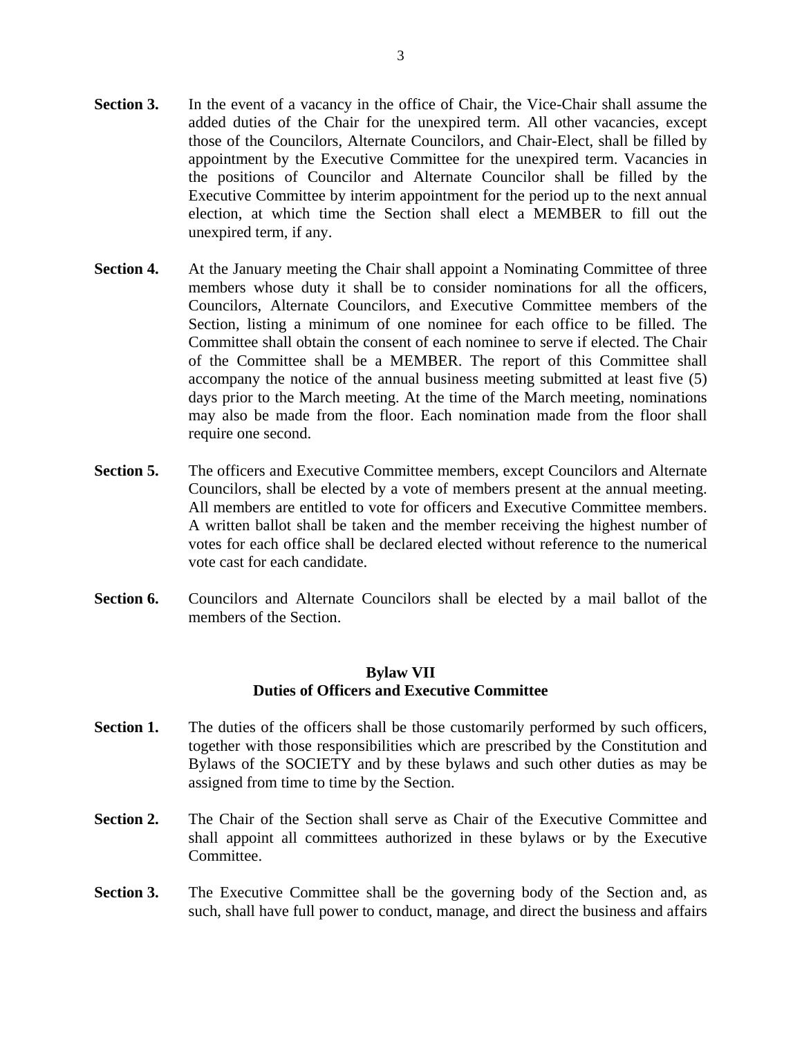**Section 3.** In the event of a vacancy in the office of Chair, the Vice-Chair shall assume the added duties of the Chair for the unexpired term. All other vacancies, except those of the Councilors, Alternate Councilors, and Chair-Elect, shall be filled by appointment by the Executive Committee for the unexpired term. Vacancies in the positions of Councilor and Alternate Councilor shall be filled by the Executive Committee by interim appointment for the period up to the next annual election, at which time the Section shall elect a MEMBER to fill out the unexpired term, if any.

**Section 4.** At the January meeting the Chair shall appoint a Nominating Committee of three members whose duty it shall be to consider nominations for all the officers, Councilors, Alternate Councilors, and Executive Committee members of the Section, listing a minimum of one nominee for each office to be filled. The Committee shall obtain the consent of each nominee to serve if elected. The Chair of the Committee shall be a MEMBER. The report of this Committee shall accompany the notice of the annual business meeting submitted at least five (5) days prior to the March meeting. At the time of the March meeting, nominations may also be made from the floor. Each nomination made from the floor shall require one second.

**Section 5.** The officers and Executive Committee members, except Councilors and Alternate Councilors, shall be elected by a vote of members present at the annual meeting. All members are entitled to vote for officers and Executive Committee members. A written ballot shall be taken and the member receiving the highest number of votes for each office shall be declared elected without reference to the numerical vote cast for each candidate.

**Section 6.** Councilors and Alternate Councilors shall be elected by a mail ballot of the members of the Section.

## Bylaw VII
## Duties of Officers and Executive Committee

**Section 1.** The duties of the officers shall be those customarily performed by such officers, together with those responsibilities which are prescribed by the Constitution and Bylaws of the SOCIETY and by these bylaws and such other duties as may be assigned from time to time by the Section.

**Section 2.** The Chair of the Section shall serve as Chair of the Executive Committee and shall appoint all committees authorized in these bylaws or by the Executive Committee.

**Section 3.** The Executive Committee shall be the governing body of the Section and, as such, shall have full power to conduct, manage, and direct the business and affairs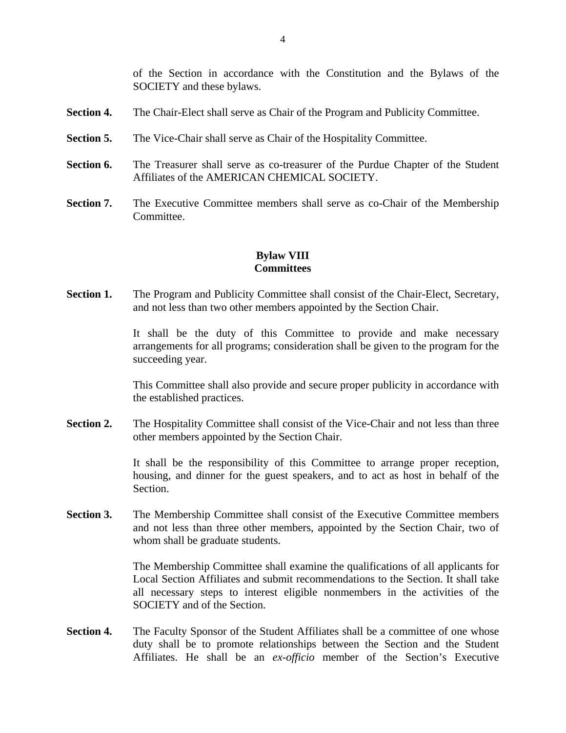of the Section in accordance with the Constitution and the Bylaws of the SOCIETY and these bylaws.

**Section 4.** The Chair-Elect shall serve as Chair of the Program and Publicity Committee.

**Section 5.** The Vice-Chair shall serve as Chair of the Hospitality Committee.

**Section 6.** The Treasurer shall serve as co-treasurer of the Purdue Chapter of the Student Affiliates of the AMERICAN CHEMICAL SOCIETY.

**Section 7.** The Executive Committee members shall serve as co-Chair of the Membership Committee.

## Bylaw VIII
## Committees

**Section 1.** The Program and Publicity Committee shall consist of the Chair-Elect, Secretary, and not less than two other members appointed by the Section Chair.

It shall be the duty of this Committee to provide and make necessary arrangements for all programs; consideration shall be given to the program for the succeeding year.

This Committee shall also provide and secure proper publicity in accordance with the established practices.

**Section 2.** The Hospitality Committee shall consist of the Vice-Chair and not less than three other members appointed by the Section Chair.

It shall be the responsibility of this Committee to arrange proper reception, housing, and dinner for the guest speakers, and to act as host in behalf of the Section.

**Section 3.** The Membership Committee shall consist of the Executive Committee members and not less than three other members, appointed by the Section Chair, two of whom shall be graduate students.

The Membership Committee shall examine the qualifications of all applicants for Local Section Affiliates and submit recommendations to the Section. It shall take all necessary steps to interest eligible nonmembers in the activities of the SOCIETY and of the Section.

**Section 4.** The Faculty Sponsor of the Student Affiliates shall be a committee of one whose duty shall be to promote relationships between the Section and the Student Affiliates. He shall be an *ex-officio* member of the Section's Executive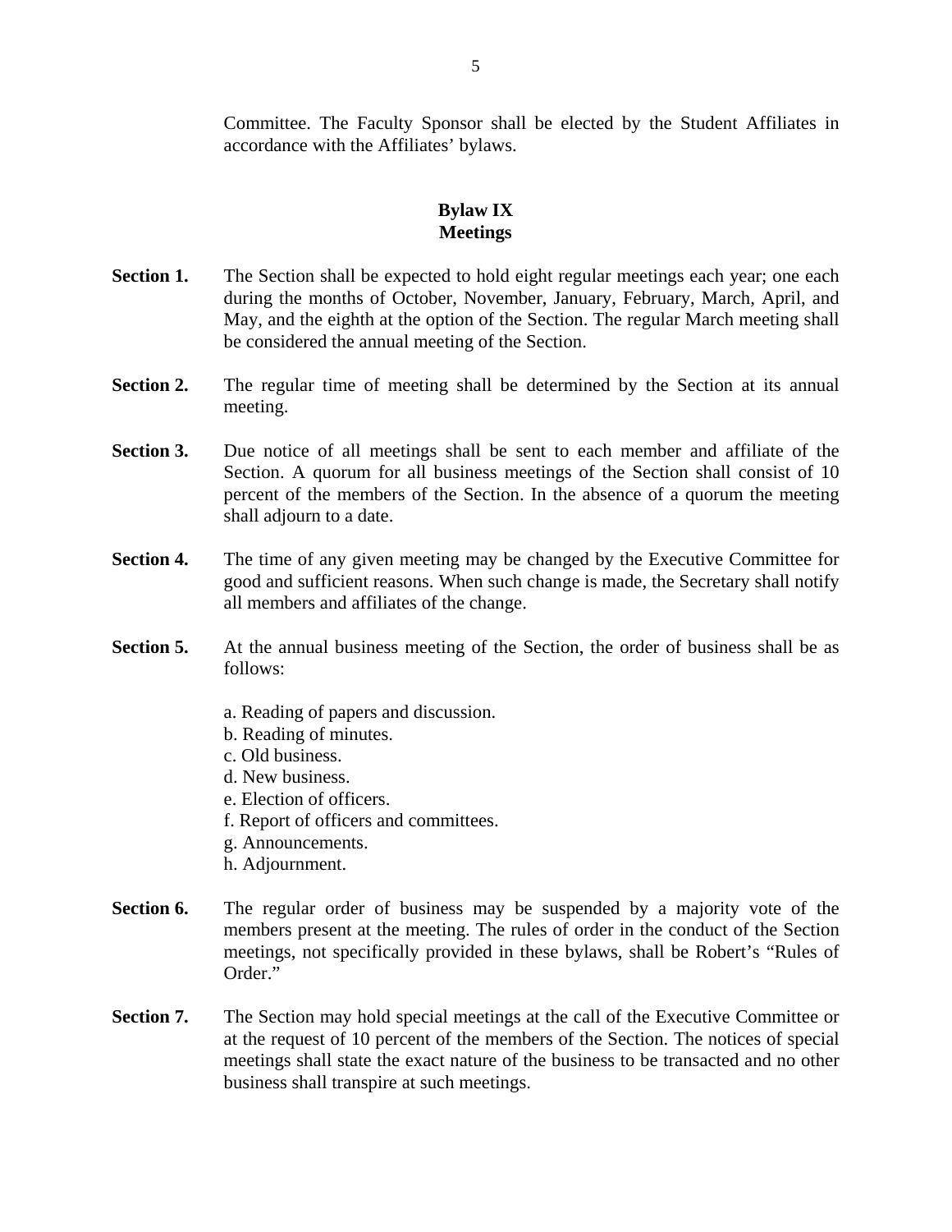Committee. The Faculty Sponsor shall be elected by the Student Affiliates in accordance with the Affiliates' bylaws.

## Bylaw IX
## Meetings

**Section 1.** The Section shall be expected to hold eight regular meetings each year; one each during the months of October, November, January, February, March, April, and May, and the eighth at the option of the Section. The regular March meeting shall be considered the annual meeting of the Section.

**Section 2.** The regular time of meeting shall be determined by the Section at its annual meeting.

**Section 3.** Due notice of all meetings shall be sent to each member and affiliate of the Section. A quorum for all business meetings of the Section shall consist of 10 percent of the members of the Section. In the absence of a quorum the meeting shall adjourn to a date.

**Section 4.** The time of any given meeting may be changed by the Executive Committee for good and sufficient reasons. When such change is made, the Secretary shall notify all members and affiliates of the change.

**Section 5.** At the annual business meeting of the Section, the order of business shall be as follows:

a. Reading of papers and discussion.
b. Reading of minutes.
c. Old business.
d. New business.
e. Election of officers.
f. Report of officers and committees.
g. Announcements.
h. Adjournment.

**Section 6.** The regular order of business may be suspended by a majority vote of the members present at the meeting. The rules of order in the conduct of the Section meetings, not specifically provided in these bylaws, shall be Robert's "Rules of Order."

**Section 7.** The Section may hold special meetings at the call of the Executive Committee or at the request of 10 percent of the members of the Section. The notices of special meetings shall state the exact nature of the business to be transacted and no other business shall transpire at such meetings.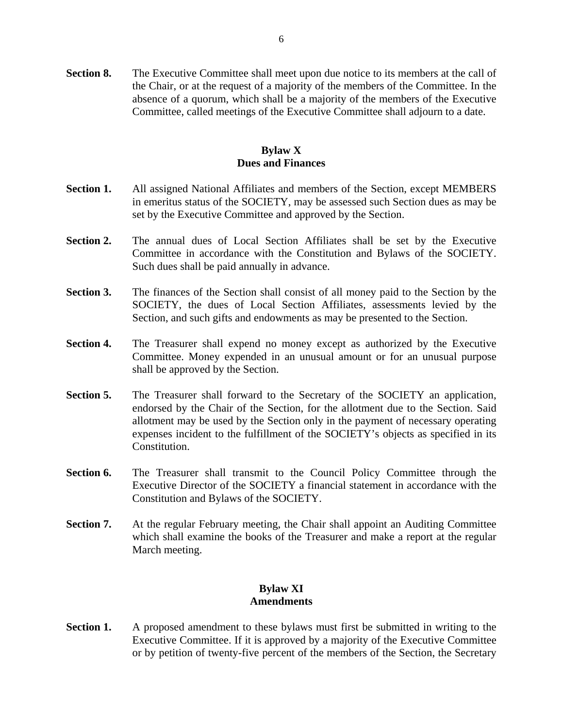**Section 8.** The Executive Committee shall meet upon due notice to its members at the call of the Chair, or at the request of a majority of the members of the Committee. In the absence of a quorum, which shall be a majority of the members of the Executive Committee, called meetings of the Executive Committee shall adjourn to a date.

## Bylaw X
## Dues and Finances

**Section 1.** All assigned National Affiliates and members of the Section, except MEMBERS in emeritus status of the SOCIETY, may be assessed such Section dues as may be set by the Executive Committee and approved by the Section.

**Section 2.** The annual dues of Local Section Affiliates shall be set by the Executive Committee in accordance with the Constitution and Bylaws of the SOCIETY. Such dues shall be paid annually in advance.

**Section 3.** The finances of the Section shall consist of all money paid to the Section by the SOCIETY, the dues of Local Section Affiliates, assessments levied by the Section, and such gifts and endowments as may be presented to the Section.

**Section 4.** The Treasurer shall expend no money except as authorized by the Executive Committee. Money expended in an unusual amount or for an unusual purpose shall be approved by the Section.

**Section 5.** The Treasurer shall forward to the Secretary of the SOCIETY an application, endorsed by the Chair of the Section, for the allotment due to the Section. Said allotment may be used by the Section only in the payment of necessary operating expenses incident to the fulfillment of the SOCIETY's objects as specified in its Constitution.

**Section 6.** The Treasurer shall transmit to the Council Policy Committee through the Executive Director of the SOCIETY a financial statement in accordance with the Constitution and Bylaws of the SOCIETY.

**Section 7.** At the regular February meeting, the Chair shall appoint an Auditing Committee which shall examine the books of the Treasurer and make a report at the regular March meeting.

## Bylaw XI
## Amendments

**Section 1.** A proposed amendment to these bylaws must first be submitted in writing to the Executive Committee. If it is approved by a majority of the Executive Committee or by petition of twenty-five percent of the members of the Section, the Secretary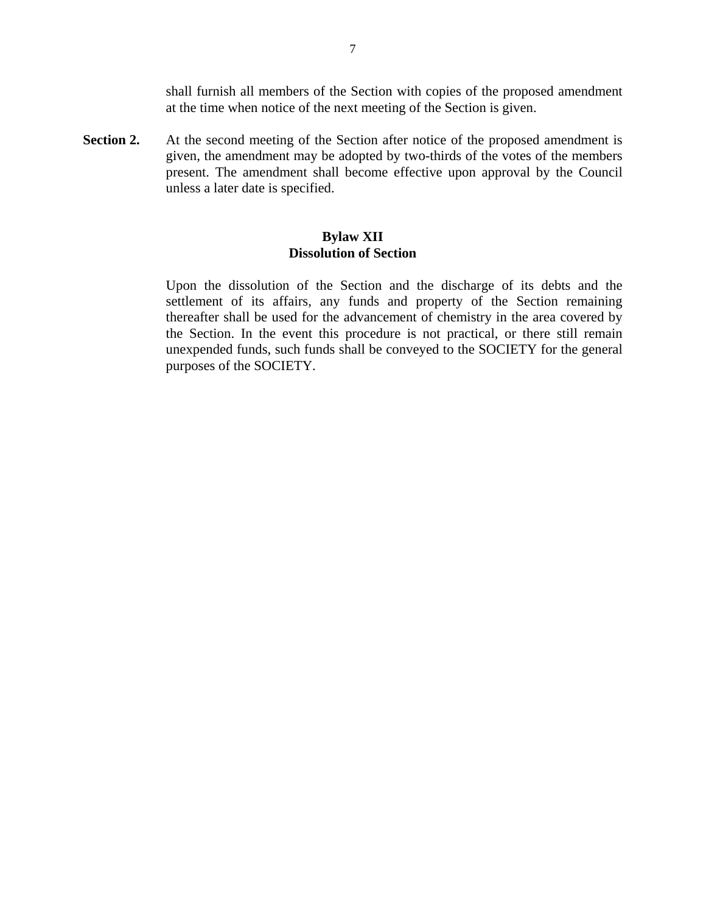shall furnish all members of the Section with copies of the proposed amendment at the time when notice of the next meeting of the Section is given.

**Section 2.** At the second meeting of the Section after notice of the proposed amendment is given, the amendment may be adopted by two-thirds of the votes of the members present. The amendment shall become effective upon approval by the Council unless a later date is specified.

## Bylaw XII
## Dissolution of Section

Upon the dissolution of the Section and the discharge of its debts and the settlement of its affairs, any funds and property of the Section remaining thereafter shall be used for the advancement of chemistry in the area covered by the Section. In the event this procedure is not practical, or there still remain unexpended funds, such funds shall be conveyed to the SOCIETY for the general purposes of the SOCIETY.